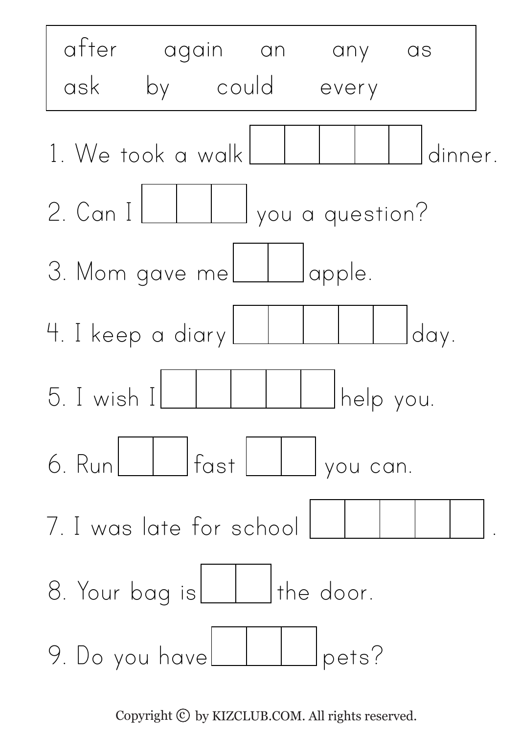| after | again | an | any | as |
| --- | --- | --- | --- | --- |
| ask | by | could | every | |

1. We took a walk [ | | | | ] dinner.

2. Can I [ | | ] you a question?

3. Mom gave me [ | ] apple.

4. I keep a diary [ | | | | ] day.

5. I wish I [ | | | | ] help you.

6. Run [ | ] fast [ | ] you can.

7. I was late for school [ | | | | ].

8. Your bag is [ | ] the door.

9. Do you have [ | | ] pets?

Copyright © by KIZCLUB.COM. All rights reserved.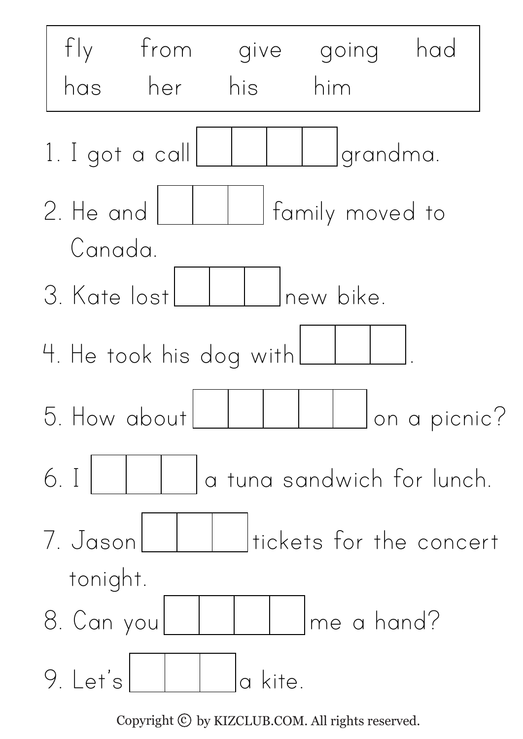| fly | from | give | going | had |
| --- | --- | --- | --- | --- |
| has | her | his | him | |

1. I got a call ☐☐☐☐ grandma.

2. He and ☐☐☐ family moved to Canada.

3. Kate lost ☐☐☐ new bike.

4. He took his dog with ☐☐☐.

5. How about ☐☐☐☐☐ on a picnic?

6. I ☐☐☐ a tuna sandwich for lunch.

7. Jason ☐☐☐ tickets for the concert tonight.

8. Can you ☐☐☐☐ me a hand?

9. Let's ☐☐☐ a kite.

Copyright © by KIZCLUB.COM. All rights reserved.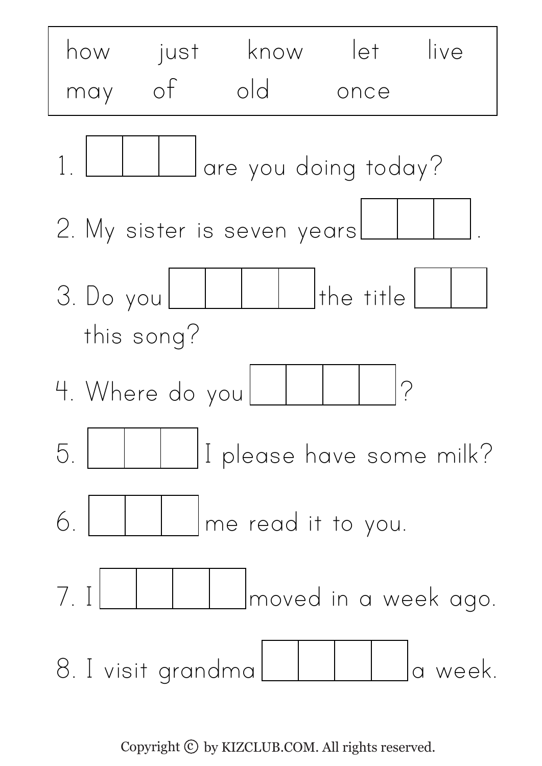| how | just | know | let | live |
| --- | --- | --- | --- | --- |
| may | of | old | once | |

1. _______ are you doing today?

2. My sister is seven years _______.

3. Do you _______ the title _______ this song?

4. Where do you _______?

5. _______ I please have some milk?

6. _______ me read it to you.

7. I _______ moved in a week ago.

8. I visit grandma _______ a week.

Copyright © by KIZCLUB.COM. All rights reserved.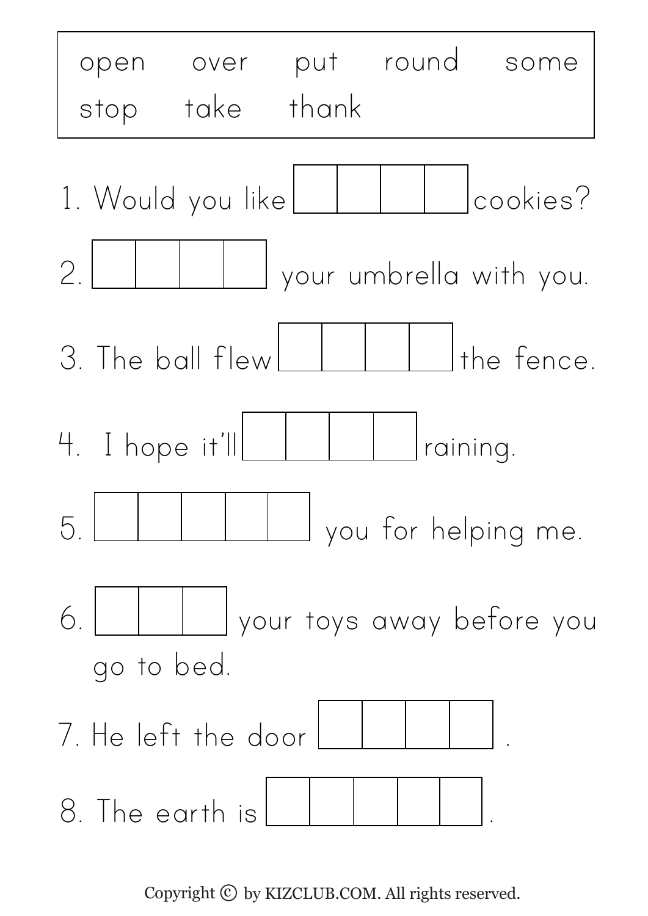| open | over | put | round | some |
| --- | --- | --- | --- | --- |
| stop | take | thank | | |

1. Would you like ____ cookies?

2. ____ your umbrella with you.

3. The ball flew ____ the fence.

4. I hope it'll ____ raining.

5. _____ you for helping me.

6. ___ your toys away before you go to bed.

7. He left the door ____ .

8. The earth is _____ .

Copyright © by KIZCLUB.COM. All rights reserved.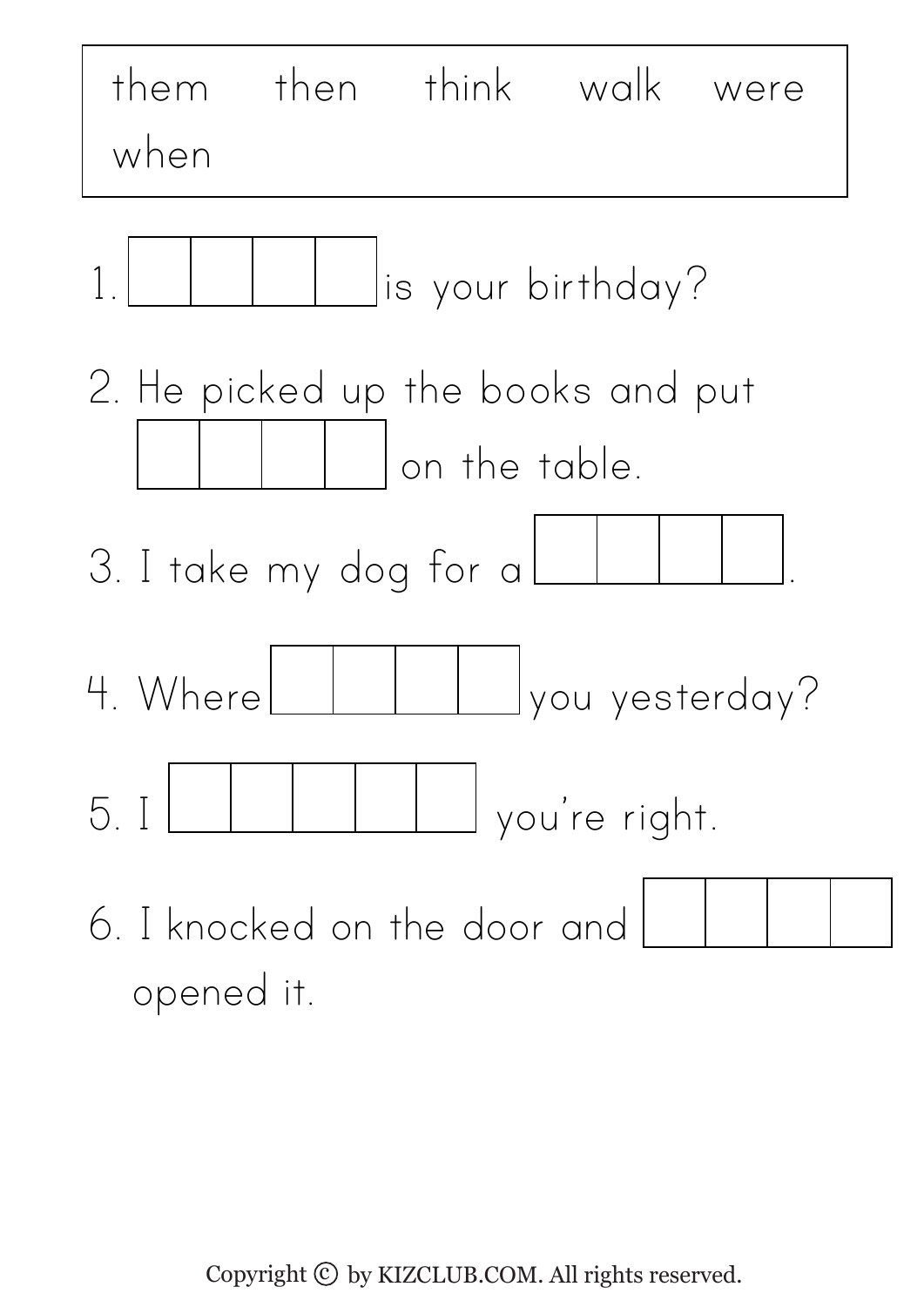| | | | | |
|---|---|---|---|---|
| them | then | think | walk | were |
| when | | | | |

1. [ ][ ][ ][ ] is your birthday?
2. He picked up the books and put [ ][ ][ ][ ] on the table.
3. I take my dog for a [ ][ ][ ][ ].
4. Where [ ][ ][ ][ ] you yesterday?
5. I [ ][ ][ ][ ][ ] you're right.
6. I knocked on the door and [ ][ ][ ][ ] opened it.

Copyright © by KIZCLUB.COM. All rights reserved.